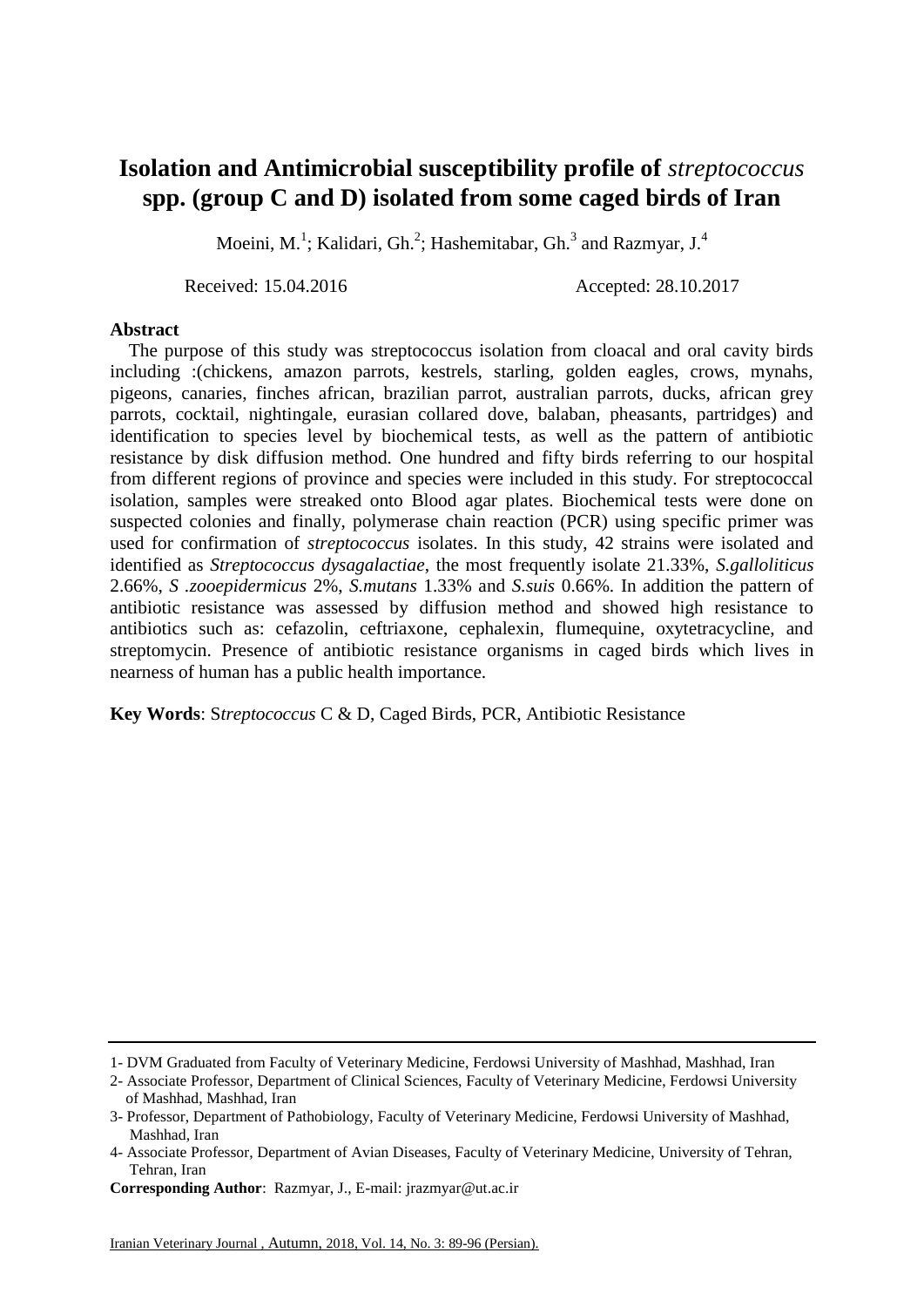# Isolation and Antimicrobial susceptibility profile of *streptococcus* spp. (group C and D) isolated from some caged birds of Iran

Moeini, M.[1]; Kalidari, Gh.[2]; Hashemitabar, Gh.[3] and Razmyar, J.[4]

Received: 15.04.2016 Accepted: 28.10.2017

## Abstract

The purpose of this study was streptococcus isolation from cloacal and oral cavity birds including :(chickens, amazon parrots, kestrels, starling, golden eagles, crows, mynahs, pigeons, canaries, finches african, brazilian parrot, australian parrots, ducks, african grey parrots, cocktail, nightingale, eurasian collared dove, balaban, pheasants, partridges) and identification to species level by biochemical tests, as well as the pattern of antibiotic resistance by disk diffusion method. One hundred and fifty birds referring to our hospital from different regions of province and species were included in this study. For streptococcal isolation, samples were streaked onto Blood agar plates. Biochemical tests were done on suspected colonies and finally, polymerase chain reaction (PCR) using specific primer was used for confirmation of *streptococcus* isolates. In this study, 42 strains were isolated and identified as *Streptococcus dysagalactiae*, the most frequently isolate 21.33%, *S.galloliticus* 2.66%, *S .zooepidermicus* 2%, *S.mutans* 1.33% and *S.suis* 0.66%. In addition the pattern of antibiotic resistance was assessed by diffusion method and showed high resistance to antibiotics such as: cefazolin, ceftriaxone, cephalexin, flumequine, oxytetracycline, and streptomycin. Presence of antibiotic resistance organisms in caged birds which lives in nearness of human has a public health importance.

**Key Words**: S*treptococcus* C & D, Caged Birds, PCR, Antibiotic Resistance

---

1- DVM Graduated from Faculty of Veterinary Medicine, Ferdowsi University of Mashhad, Mashhad, Iran

2- Associate Professor, Department of Clinical Sciences, Faculty of Veterinary Medicine, Ferdowsi University of Mashhad, Mashhad, Iran

3- Professor, Department of Pathobiology, Faculty of Veterinary Medicine, Ferdowsi University of Mashhad, Mashhad, Iran

4- Associate Professor, Department of Avian Diseases, Faculty of Veterinary Medicine, University of Tehran, Tehran, Iran

**Corresponding Author**: Razmyar, J., E-mail: jrazmyar@ut.ac.ir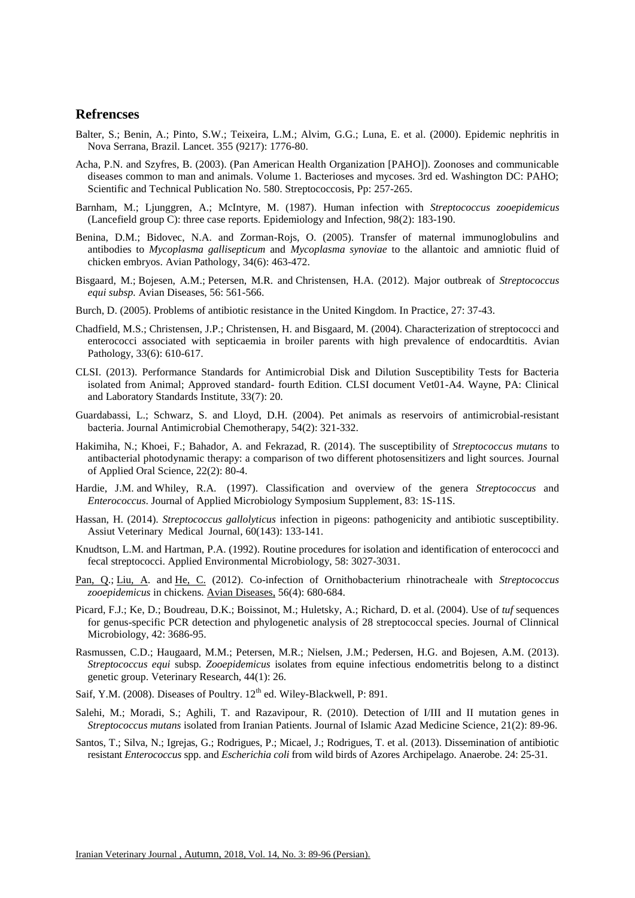## Refrencses

Balter, S.; Benin, A.; Pinto, S.W.; Teixeira, L.M.; Alvim, G.G.; Luna, E. et al. (2000). Epidemic nephritis in Nova Serrana, Brazil. Lancet. 355 (9217): 1776-80.

Acha, P.N. and Szyfres, B. (2003). (Pan American Health Organization [PAHO]). Zoonoses and communicable diseases common to man and animals. Volume 1. Bacterioses and mycoses. 3rd ed. Washington DC: PAHO; Scientific and Technical Publication No. 580. Streptococcosis, Pp: 257-265.

Barnham, M.; Ljunggren, A.; McIntyre, M. (1987). Human infection with *Streptococcus zooepidemicus* (Lancefield group C): three case reports. Epidemiology and Infection, 98(2): 183-190.

Benina, D.M.; Bidovec, N.A. and Zorman-Rojs, O. (2005). Transfer of maternal immunoglobulins and antibodies to *Mycoplasma gallisepticum* and *Mycoplasma synoviae* to the allantoic and amniotic fluid of chicken embryos. Avian Pathology, 34(6): 463-472.

Bisgaard, M.; Bojesen, A.M.; Petersen, M.R. and Christensen, H.A. (2012). Major outbreak of *Streptococcus equi subsp.* Avian Diseases, 56: 561-566.

Burch, D. (2005). Problems of antibiotic resistance in the United Kingdom. In Practice, 27: 37-43.

Chadfield, M.S.; Christensen, J.P.; Christensen, H. and Bisgaard, M. (2004). Characterization of streptococci and enterococci associated with septicaemia in broiler parents with high prevalence of endocardtitis. Avian Pathology, 33(6): 610-617.

CLSI. (2013). Performance Standards for Antimicrobial Disk and Dilution Susceptibility Tests for Bacteria isolated from Animal; Approved standard- fourth Edition. CLSI document Vet01-A4. Wayne, PA: Clinical and Laboratory Standards Institute, 33(7): 20.

Guardabassi, L.; Schwarz, S. and Lloyd, D.H. (2004). Pet animals as reservoirs of antimicrobial-resistant bacteria. Journal Antimicrobial Chemotherapy, 54(2): 321-332.

Hakimiha, N.; Khoei, F.; Bahador, A. and Fekrazad, R. (2014). The susceptibility of *Streptococcus mutans* to antibacterial photodynamic therapy: a comparison of two different photosensitizers and light sources. Journal of Applied Oral Science, 22(2): 80-4.

Hardie, J.M. and Whiley, R.A. (1997). Classification and overview of the genera *Streptococcus* and *Enterococcus*. Journal of Applied Microbiology Symposium Supplement, 83: 1S-11S.

Hassan, H. (2014). *Streptococcus gallolyticus* infection in pigeons: pathogenicity and antibiotic susceptibility. Assiut Veterinary Medical Journal, 60(143): 133-141.

Knudtson, L.M. and Hartman, P.A. (1992). Routine procedures for isolation and identification of enterococci and fecal streptococci. Applied Environmental Microbiology, 58: 3027-3031.

Pan, Q.; Liu, A. and He, C. (2012). Co-infection of Ornithobacterium rhinotracheale with *Streptococcus zooepidemicus* in chickens. Avian Diseases, 56(4): 680-684.

Picard, F.J.; Ke, D.; Boudreau, D.K.; Boissinot, M.; Huletsky, A.; Richard, D. et al. (2004). Use of *tuf* sequences for genus-specific PCR detection and phylogenetic analysis of 28 streptococcal species. Journal of Clinnical Microbiology, 42: 3686-95.

Rasmussen, C.D.; Haugaard, M.M.; Petersen, M.R.; Nielsen, J.M.; Pedersen, H.G. and Bojesen, A.M. (2013). *Streptococcus equi* subsp. *Zooepidemicus* isolates from equine infectious endometritis belong to a distinct genetic group. Veterinary Research, 44(1): 26.

Saif, Y.M. (2008). Diseases of Poultry. 12th ed. Wiley-Blackwell, P: 891.

Salehi, M.; Moradi, S.; Aghili, T. and Razavipour, R. (2010). Detection of I/III and II mutation genes in *Streptococcus mutans* isolated from Iranian Patients. Journal of Islamic Azad Medicine Science, 21(2): 89-96.

Santos, T.; Silva, N.; Igrejas, G.; Rodrigues, P.; Micael, J.; Rodrigues, T. et al. (2013). Dissemination of antibiotic resistant *Enterococcus* spp. and *Escherichia coli* from wild birds of Azores Archipelago. Anaerobe. 24: 25-31.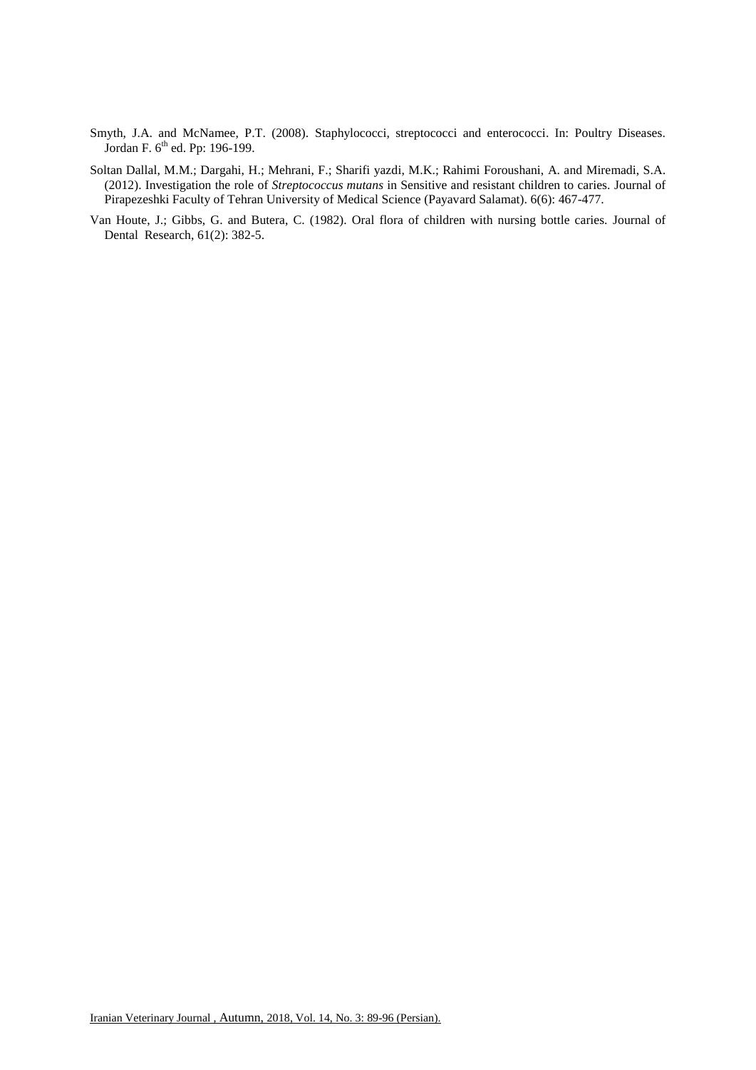Smyth, J.A. and McNamee, P.T. (2008). Staphylococci, streptococci and enterococci. In: Poultry Diseases. Jordan F. $6^{th}$ ed. Pp: 196-199.

Soltan Dallal, M.M.; Dargahi, H.; Mehrani, F.; Sharifi yazdi, M.K.; Rahimi Foroushani, A. and Miremadi, S.A. (2012). Investigation the role of *Streptococcus mutans* in Sensitive and resistant children to caries. Journal of Pirapezeshki Faculty of Tehran University of Medical Science (Payavard Salamat). 6(6): 467-477.

Van Houte, J.; Gibbs, G. and Butera, C. (1982). Oral flora of children with nursing bottle caries. Journal of Dental Research, 61(2): 382-5.